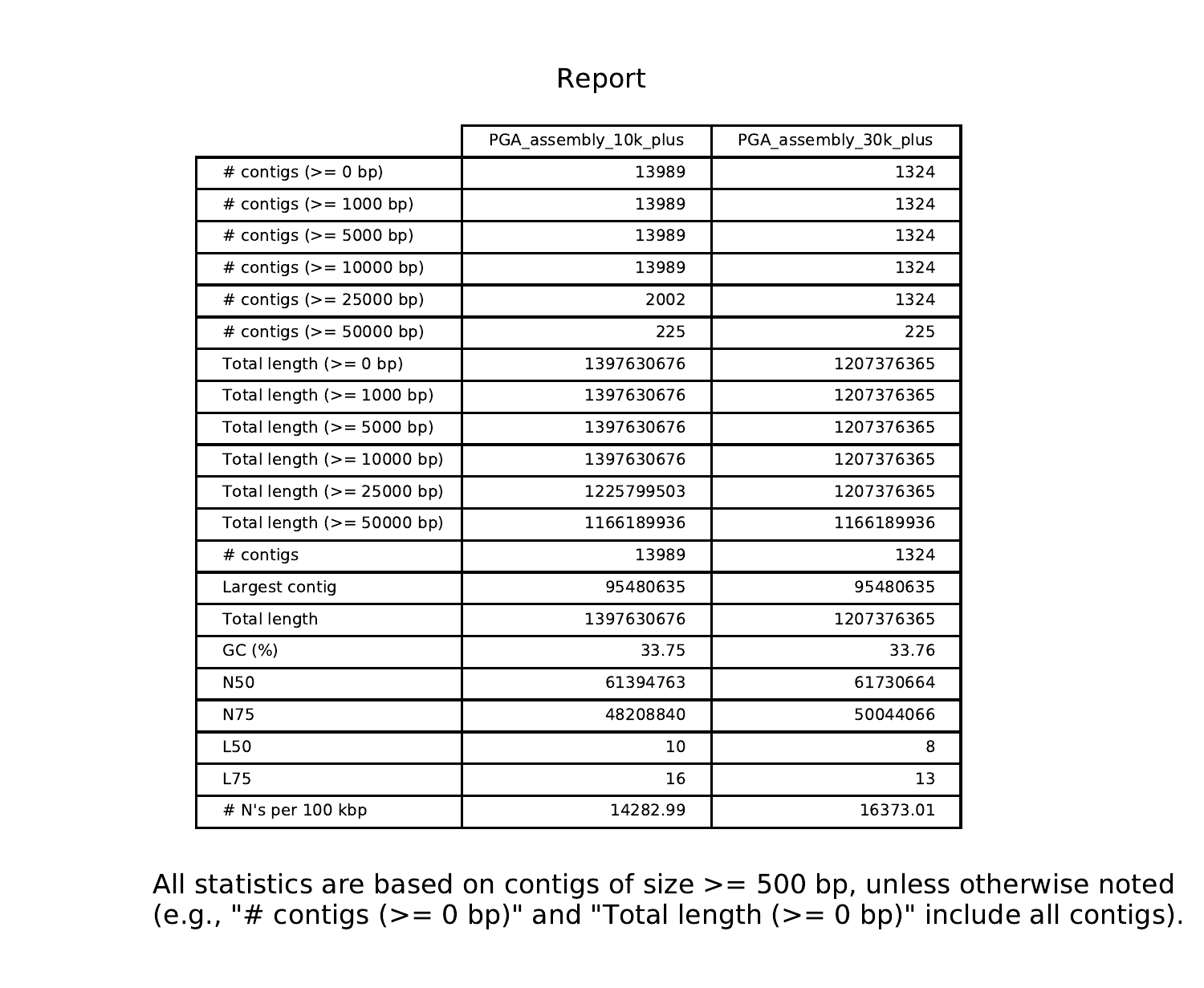# Report

| | PGA_assembly_10k_plus | PGA_assembly_30k_plus |
|---|---|---|
| # contigs (>= 0 bp) | 13989 | 1324 |
| # contigs (>= 1000 bp) | 13989 | 1324 |
| # contigs (>= 5000 bp) | 13989 | 1324 |
| # contigs (>= 10000 bp) | 13989 | 1324 |
| # contigs (>= 25000 bp) | 2002 | 1324 |
| # contigs (>= 50000 bp) | 225 | 225 |
| Total length (>= 0 bp) | 1397630676 | 1207376365 |
| Total length (>= 1000 bp) | 1397630676 | 1207376365 |
| Total length (>= 5000 bp) | 1397630676 | 1207376365 |
| Total length (>= 10000 bp) | 1397630676 | 1207376365 |
| Total length (>= 25000 bp) | 1225799503 | 1207376365 |
| Total length (>= 50000 bp) | 1166189936 | 1166189936 |
| # contigs | 13989 | 1324 |
| Largest contig | 95480635 | 95480635 |
| Total length | 1397630676 | 1207376365 |
| GC (%) | 33.75 | 33.76 |
| N50 | 61394763 | 61730664 |
| N75 | 48208840 | 50044066 |
| L50 | 10 | 8 |
| L75 | 16 | 13 |
| # N's per 100 kbp | 14282.99 | 16373.01 |

All statistics are based on contigs of size >= 500 bp, unless otherwise noted (e.g., "# contigs (>= 0 bp)" and "Total length (>= 0 bp)" include all contigs).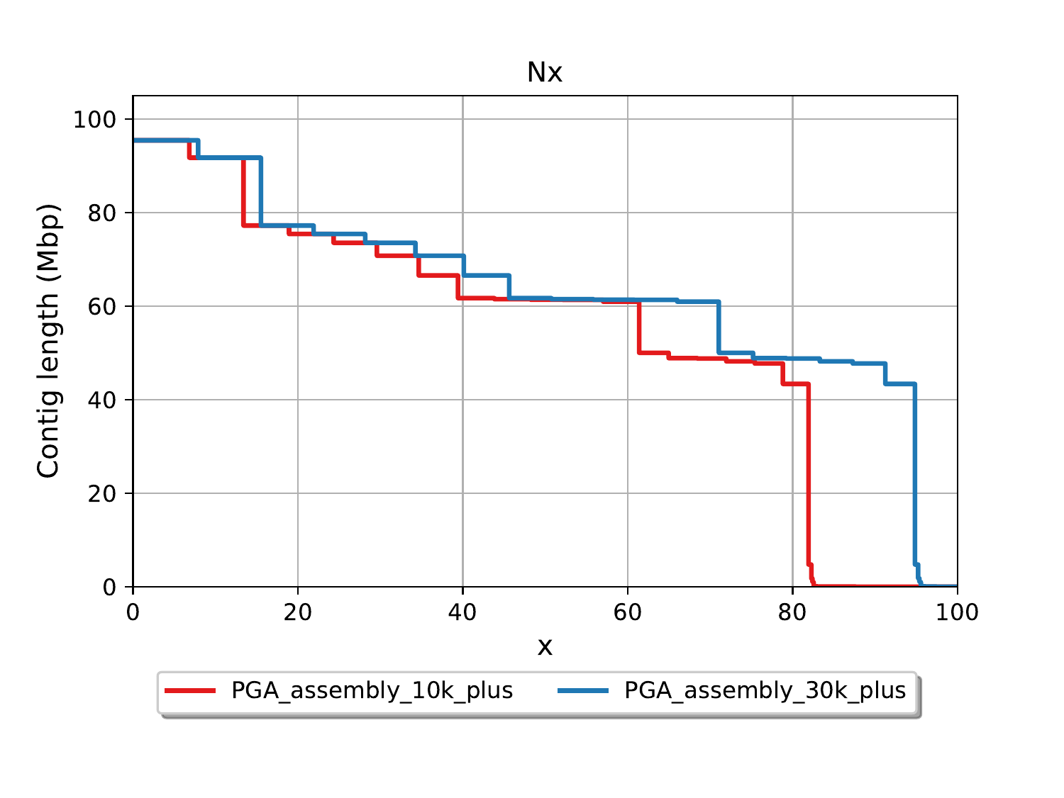Nx

Contig length (Mbp) vs. x

PGA_assembly_10k_plus

PGA_assembly_30k_plus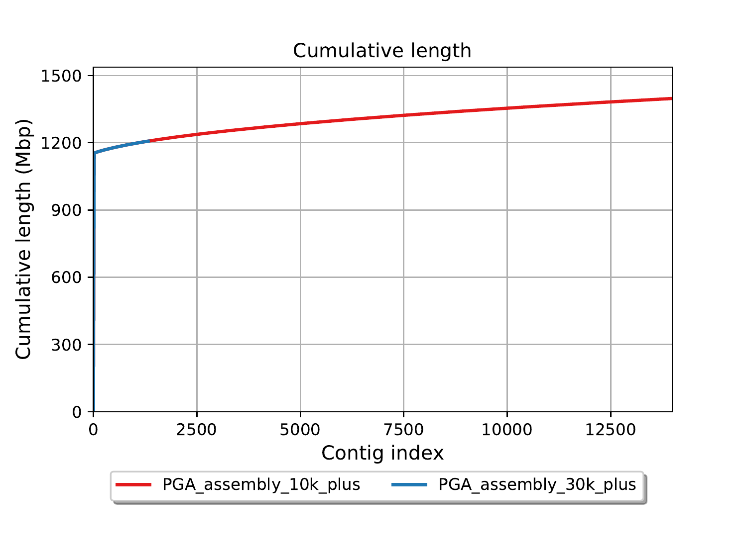## Cumulative length

Cumulative length (Mbp)

1500
1200
900
600
300
0

0 2500 5000 7500 10000 12500

Contig index

PGA_assembly_10k_plus    PGA_assembly_30k_plus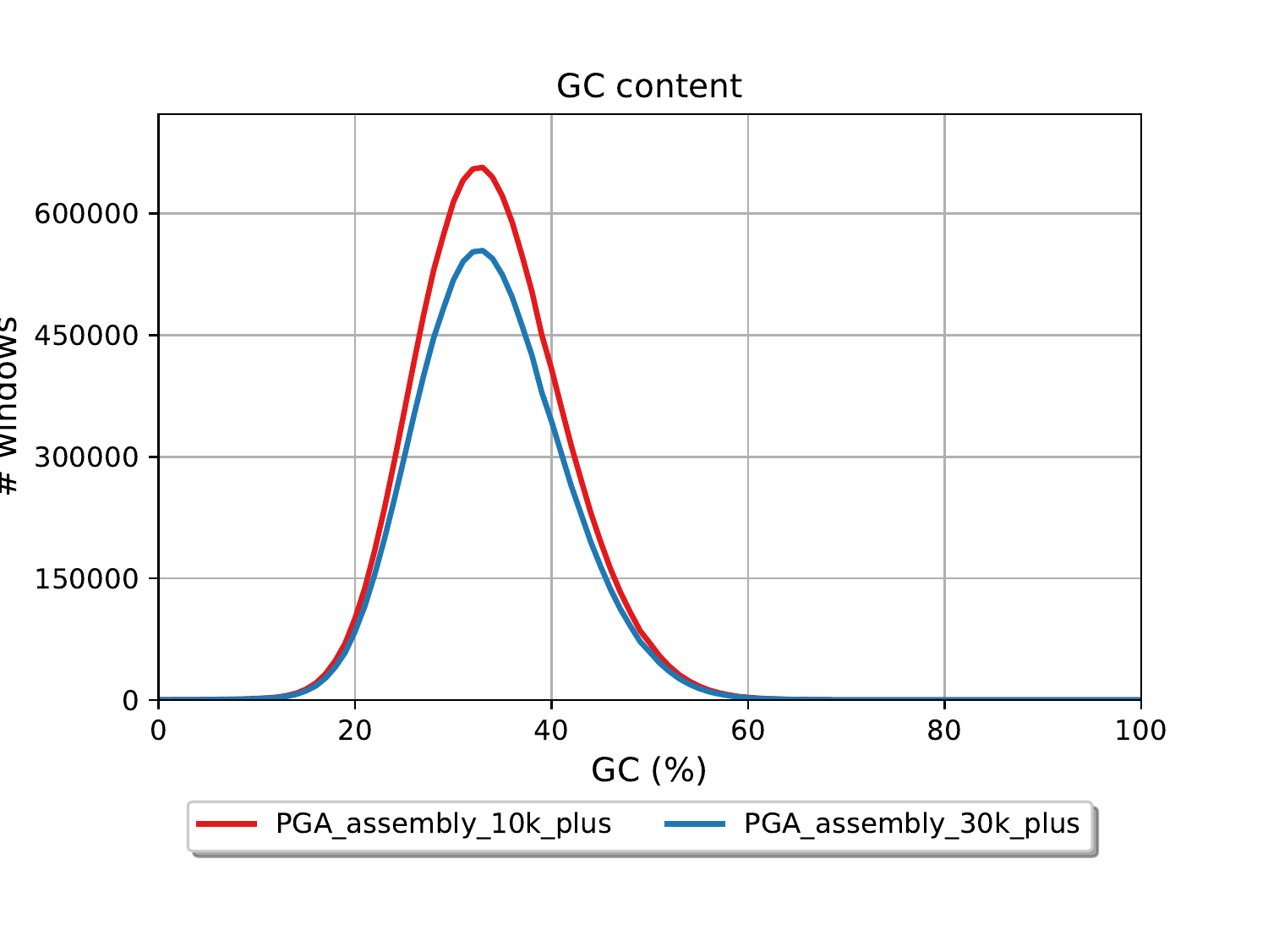GC content

# windows

GC (%)

PGA_assembly_10k_plus

PGA_assembly_30k_plus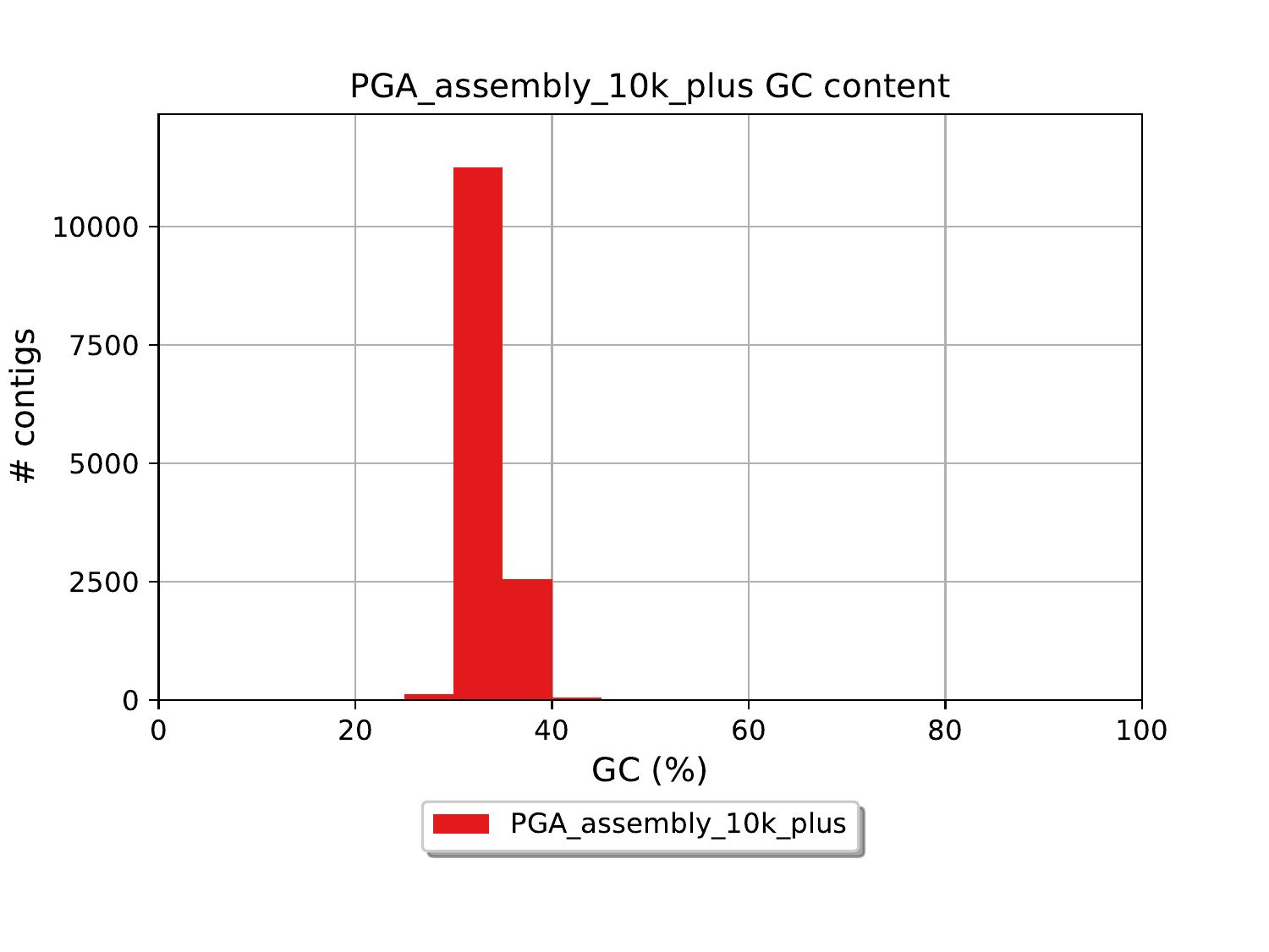PGA_assembly_10k_plus GC content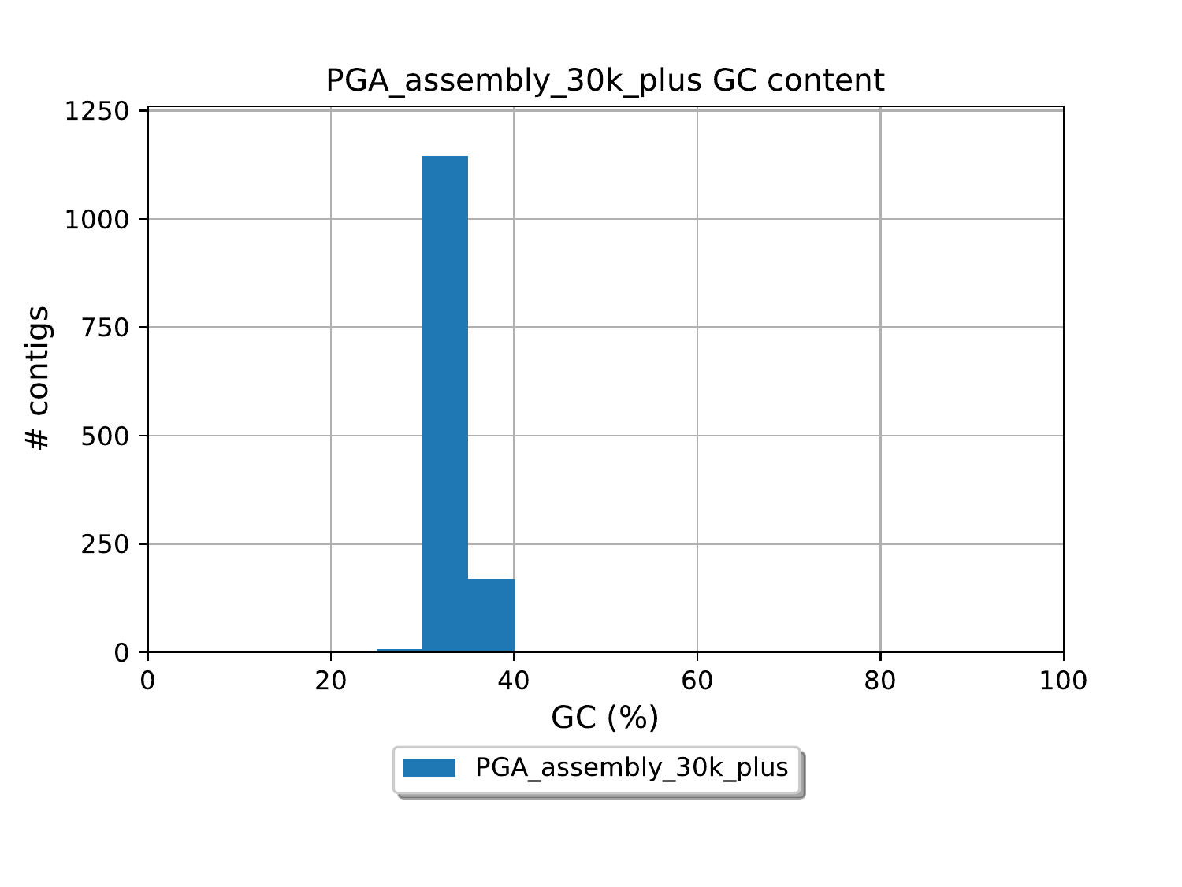PGA_assembly_30k_plus GC content

1250

1000

750

500

250

0

# contigs

0

20

40

60

80

100

GC (%)

PGA_assembly_30k_plus